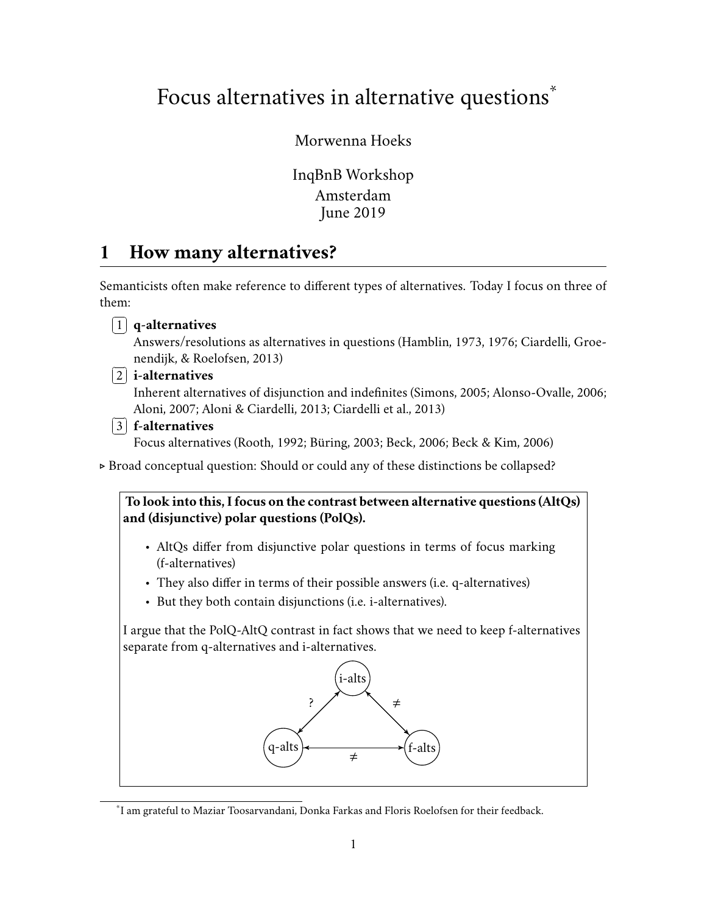# Focus alternatives in alternative questions[*]

Morwenna Hoeks

InqBnB Workshop
Amsterdam
June 2019

## 1 How many alternatives?

Semanticists often make reference to different types of alternatives. Today I focus on three of them:

[1] **q-alternatives**
Answers/resolutions as alternatives in questions (Hamblin, 1973, 1976; Ciardelli, Groenendijk, & Roelofsen, 2013)

[2] **i-alternatives**
Inherent alternatives of disjunction and indefinites (Simons, 2005; Alonso-Ovalle, 2006; Aloni, 2007; Aloni & Ciardelli, 2013; Ciardelli et al., 2013)

[3] **f-alternatives**
Focus alternatives (Rooth, 1992; Büring, 2003; Beck, 2006; Beck & Kim, 2006)

▹ Broad conceptual question: Should or could any of these distinctions be collapsed?

**To look into this, I focus on the contrast between alternative questions (AltQs) and (disjunctive) polar questions (PolQs).**

- AltQs differ from disjunctive polar questions in terms of focus marking (f-alternatives)
- They also differ in terms of their possible answers (i.e. q-alternatives)
- But they both contain disjunctions (i.e. i-alternatives).

I argue that the PolQ-AltQ contrast in fact shows that we need to keep f-alternatives separate from q-alternatives and i-alternatives.

i-alts ↔ q-alts: ?
i-alts ↔ f-alts: ≠
q-alts ↔ f-alts: ≠

[*] I am grateful to Maziar Toosarvandani, Donka Farkas and Floris Roelofsen for their feedback.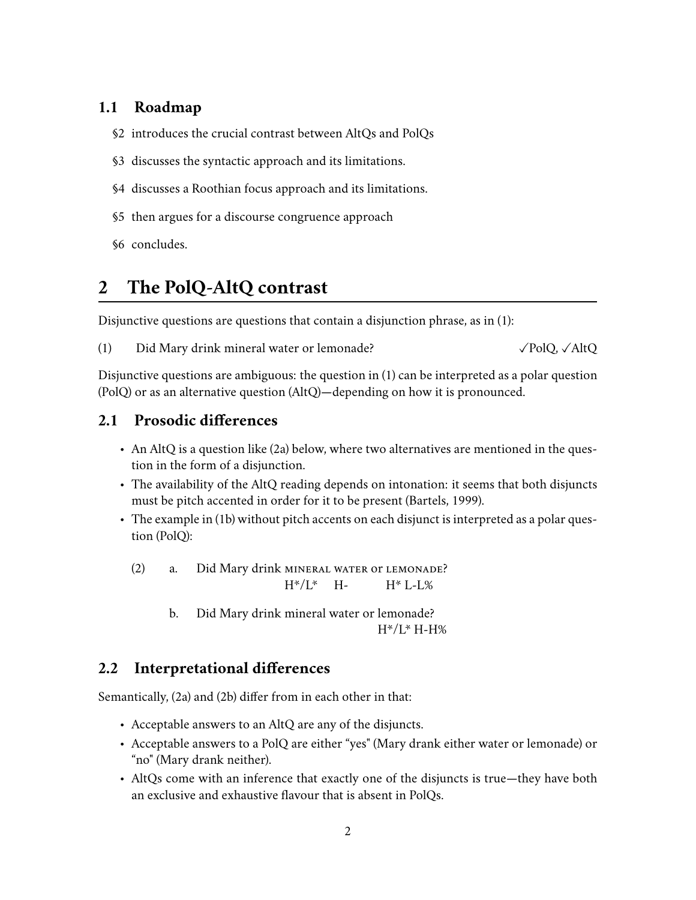## 1.1 Roadmap

§2 introduces the crucial contrast between AltQs and PolQs

§3 discusses the syntactic approach and its limitations.

§4 discusses a Roothian focus approach and its limitations.

§5 then argues for a discourse congruence approach

§6 concludes.

# 2 The PolQ-AltQ contrast

Disjunctive questions are questions that contain a disjunction phrase, as in (1):

(1) Did Mary drink mineral water or lemonade? ✓PolQ, ✓AltQ

Disjunctive questions are ambiguous: the question in (1) can be interpreted as a polar question (PolQ) or as an alternative question (AltQ)—depending on how it is pronounced.

## 2.1 Prosodic differences

- An AltQ is a question like (2a) below, where two alternatives are mentioned in the question in the form of a disjunction.
- The availability of the AltQ reading depends on intonation: it seems that both disjuncts must be pitch accented in order for it to be present (Bartels, 1999).
- The example in (1b) without pitch accents on each disjunct is interpreted as a polar question (PolQ):

(2) a. Did Mary drink MINERAL WATER or LEMONADE?
H*/L* H- H* L-L%

b. Did Mary drink mineral water or lemonade?
H*/L* H-H%

## 2.2 Interpretational differences

Semantically, (2a) and (2b) differ from in each other in that:

- Acceptable answers to an AltQ are any of the disjuncts.
- Acceptable answers to a PolQ are either "yes" (Mary drank either water or lemonade) or "no" (Mary drank neither).
- AltQs come with an inference that exactly one of the disjuncts is true—they have both an exclusive and exhaustive flavour that is absent in PolQs.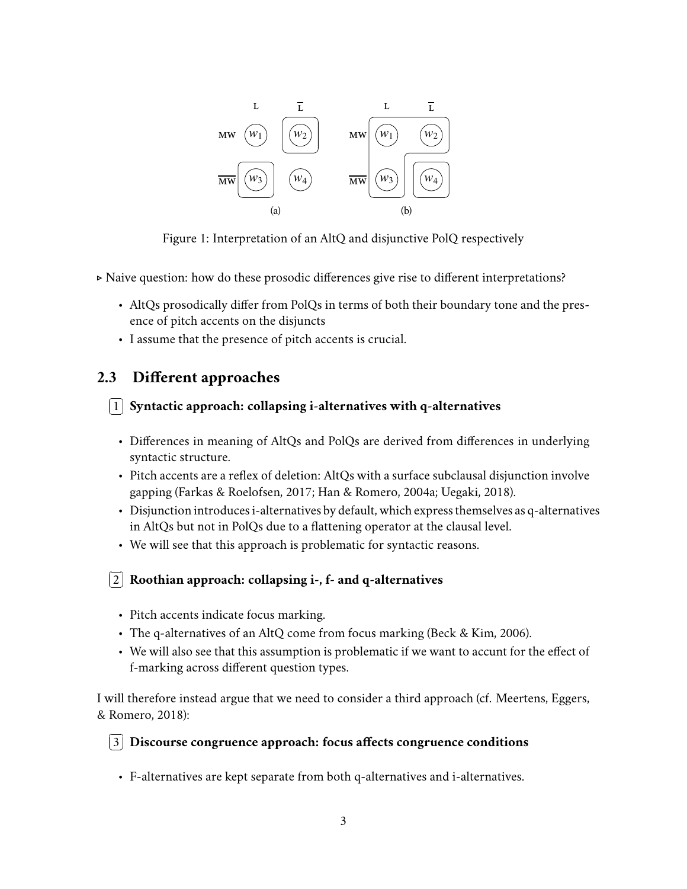Figure 1: Interpretation of an AltQ and disjunctive PolQ respectively

▹ Naive question: how do these prosodic differences give rise to different interpretations?

- AltQs prosodically differ from PolQs in terms of both their boundary tone and the presence of pitch accents on the disjuncts
- I assume that the presence of pitch accents is crucial.

## 2.3 Different approaches

**1 Syntactic approach: collapsing i-alternatives with q-alternatives**

- Differences in meaning of AltQs and PolQs are derived from differences in underlying syntactic structure.
- Pitch accents are a reflex of deletion: AltQs with a surface subclausal disjunction involve gapping (Farkas & Roelofsen, 2017; Han & Romero, 2004a; Uegaki, 2018).
- Disjunction introduces i-alternatives by default, which express themselves as q-alternatives in AltQs but not in PolQs due to a flattening operator at the clausal level.
- We will see that this approach is problematic for syntactic reasons.

**2 Roothian approach: collapsing i-, f- and q-alternatives**

- Pitch accents indicate focus marking.
- The q-alternatives of an AltQ come from focus marking (Beck & Kim, 2006).
- We will also see that this assumption is problematic if we want to accunt for the effect of f-marking across different question types.

I will therefore instead argue that we need to consider a third approach (cf. Meertens, Eggers, & Romero, 2018):

**3 Discourse congruence approach: focus affects congruence conditions**

- F-alternatives are kept separate from both q-alternatives and i-alternatives.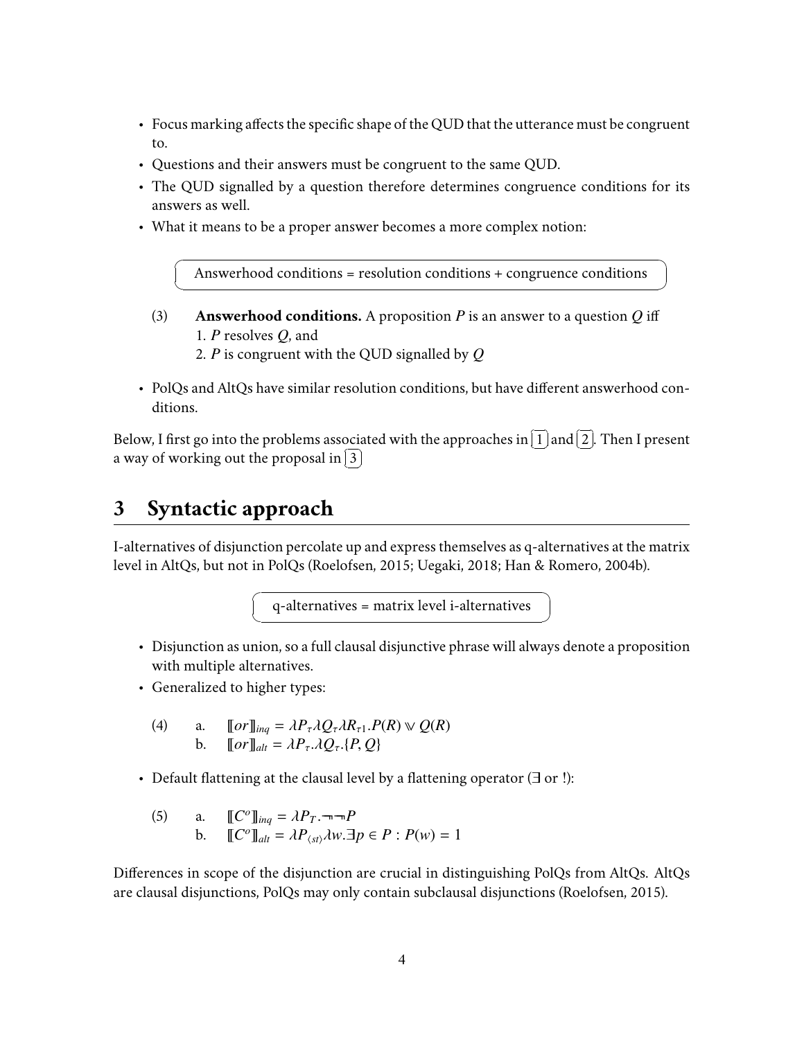- Focus marking affects the specific shape of the QUD that the utterance must be congruent to.
- Questions and their answers must be congruent to the same QUD.
- The QUD signalled by a question therefore determines congruence conditions for its answers as well.
- What it means to be a proper answer becomes a more complex notion:

> Answerhood conditions = resolution conditions + congruence conditions

(3) **Answerhood conditions.** A proposition $P$ is an answer to a question $Q$ iff
1. $P$ resolves $Q$, and
2. $P$ is congruent with the QUD signalled by $Q$

- PolQs and AltQs have similar resolution conditions, but have different answerhood conditions.

Below, I first go into the problems associated with the approaches in [1] and [2]. Then I present a way of working out the proposal in [3]

## 3 Syntactic approach

I-alternatives of disjunction percolate up and express themselves as q-alternatives at the matrix level in AltQs, but not in PolQs (Roelofsen, 2015; Uegaki, 2018; Han & Romero, 2004b).

> q-alternatives = matrix level i-alternatives

- Disjunction as union, so a full clausal disjunctive phrase will always denote a proposition with multiple alternatives.
- Generalized to higher types:

(4) a. $[\![or]\!]_{inq} = \lambda P_\tau \lambda Q_\tau \lambda R_{\tau 1}.P(R) \vee Q(R)$

b. $[\![or]\!]_{alt} = \lambda P_\tau.\lambda Q_\tau.\{P, Q\}$

- Default flattening at the clausal level by a flattening operator ($\exists$ or !):

(5) a. $[\![C^o]\!]_{inq} = \lambda P_T.\neg\neg P$

b. $[\![C^o]\!]_{alt} = \lambda P_{\langle st \rangle} \lambda w.\exists p \in P : P(w) = 1$

Differences in scope of the disjunction are crucial in distinguishing PolQs from AltQs. AltQs are clausal disjunctions, PolQs may only contain subclausal disjunctions (Roelofsen, 2015).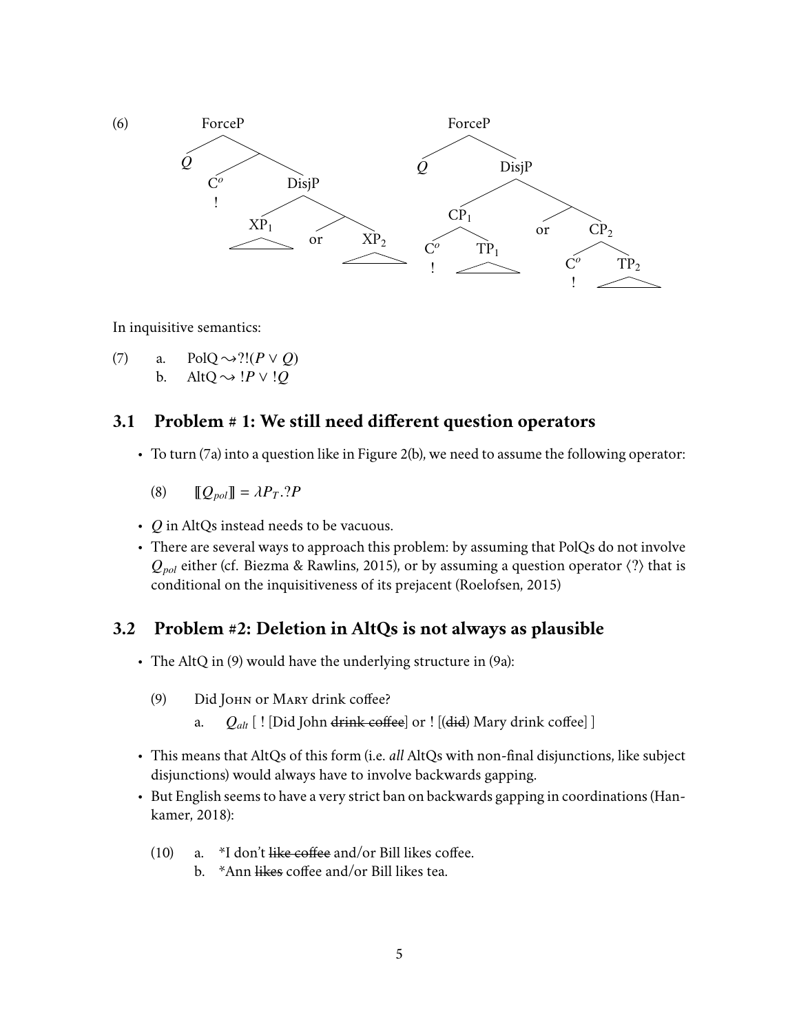(6) [Two syntax trees. Left tree: ForceP → $Q$, [$C^o$ (!), DisjP → [$XP_1$, [or, $XP_2$]]]. Right tree: ForceP → $Q$, DisjP → [$CP_1$ → [$C^o$ (!), $TP_1$], [or, $CP_2$ → [$C^o$ (!), $TP_2$]]]]

In inquisitive semantics:

(7) a. PolQ $\rightsquigarrow ?!(P \vee Q)$
  b. AltQ $\rightsquigarrow !P \vee !Q$

## 3.1 Problem # 1: We still need different question operators

- To turn (7a) into a question like in Figure 2(b), we need to assume the following operator:

  (8) $[\![Q_{pol}]\!] = \lambda P_T . ?P$

- $Q$ in AltQs instead needs to be vacuous.
- There are several ways to approach this problem: by assuming that PolQs do not involve $Q_{pol}$ either (cf. Biezma & Rawlins, 2015), or by assuming a question operator $\langle ? \rangle$ that is conditional on the inquisitiveness of its prejacent (Roelofsen, 2015)

## 3.2 Problem #2: Deletion in AltQs is not always as plausible

- The AltQ in (9) would have the underlying structure in (9a):

  (9) Did JOHN or MARY drink coffee?
    a. $Q_{alt}$ [ ! [Did John ~~drink coffee~~] or ! [(~~did~~) Mary drink coffee] ]

- This means that AltQs of this form (i.e. *all* AltQs with non-final disjunctions, like subject disjunctions) would always have to involve backwards gapping.
- But English seems to have a very strict ban on backwards gapping in coordinations (Hankamer, 2018):

  (10) a. *I don't ~~like coffee~~ and/or Bill likes coffee.
    b. *Ann ~~likes~~ coffee and/or Bill likes tea.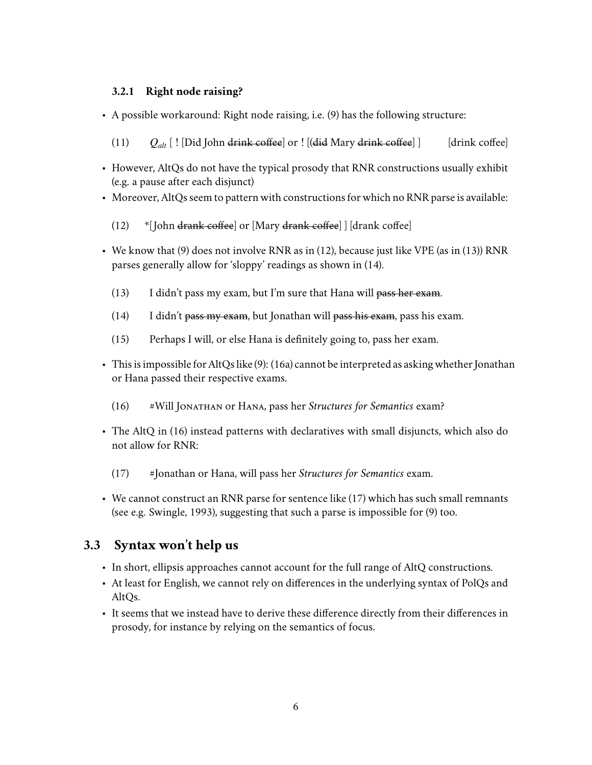### 3.2.1 Right node raising?

- A possible workaround: Right node raising, i.e. (9) has the following structure:

  (11) $Q_{alt}$ [ ! [Did John ~~drink coffee~~] or ! [(~~did~~ Mary ~~drink coffee~~] ] [drink coffee]

- However, AltQs do not have the typical prosody that RNR constructions usually exhibit (e.g. a pause after each disjunct)
- Moreover, AltQs seem to pattern with constructions for which no RNR parse is available:

  (12) *[ John ~~drank coffee~~] or [Mary ~~drank coffee~~] ] [drank coffee]

- We know that (9) does not involve RNR as in (12), because just like VPE (as in (13)) RNR parses generally allow for 'sloppy' readings as shown in (14).

  (13) I didn't pass my exam, but I'm sure that Hana will ~~pass her exam~~.

  (14) I didn't ~~pass my exam~~, but Jonathan will ~~pass his exam~~, pass his exam.

  (15) Perhaps I will, or else Hana is definitely going to, pass her exam.

- This is impossible for AltQs like (9): (16a) cannot be interpreted as asking whether Jonathan or Hana passed their respective exams.

  (16) #Will Jonathan or Hana, pass her *Structures for Semantics* exam?

- The AltQ in (16) instead patterns with declaratives with small disjuncts, which also do not allow for RNR:

  (17) #Jonathan or Hana, will pass her *Structures for Semantics* exam.

- We cannot construct an RNR parse for sentence like (17) which has such small remnants (see e.g. Swingle, 1993), suggesting that such a parse is impossible for (9) too.

## 3.3 Syntax won't help us

- In short, ellipsis approaches cannot account for the full range of AltQ constructions.
- At least for English, we cannot rely on differences in the underlying syntax of PolQs and AltQs.
- It seems that we instead have to derive these difference directly from their differences in prosody, for instance by relying on the semantics of focus.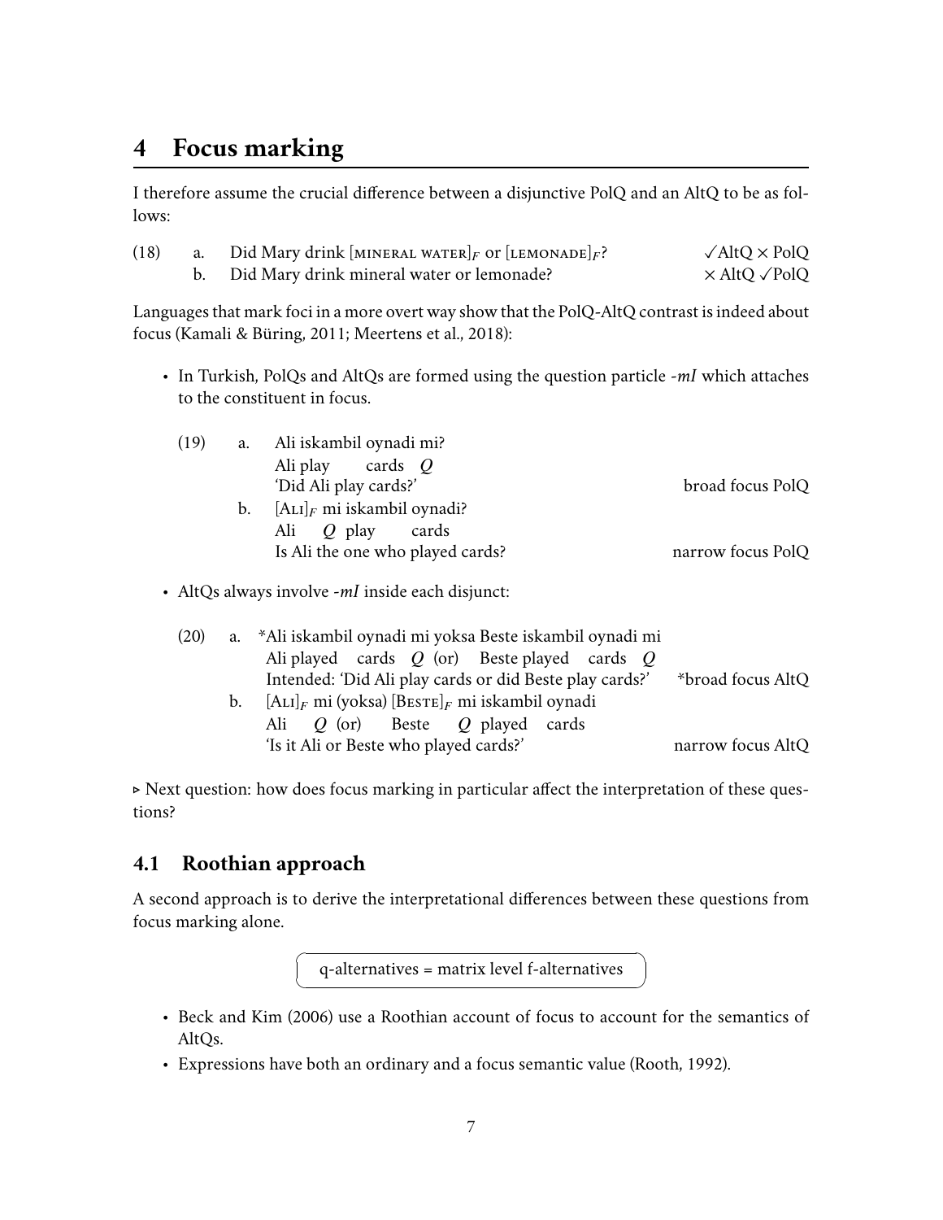# 4 Focus marking

I therefore assume the crucial difference between a disjunctive PolQ and an AltQ to be as follows:

(18) a. Did Mary drink [MINERAL WATER]$_F$ or [LEMONADE]$_F$? ✓AltQ × PolQ
b. Did Mary drink mineral water or lemonade? × AltQ ✓PolQ

Languages that mark foci in a more overt way show that the PolQ-AltQ contrast is indeed about focus (Kamali & Büring, 2011; Meertens et al., 2018):

- In Turkish, PolQs and AltQs are formed using the question particle *-mI* which attaches to the constituent in focus.

(19) a. Ali iskambil oynadi mi?
Ali play cards *Q*
'Did Ali play cards?' — broad focus PolQ
b. [ALI]$_F$ mi iskambil oynadi?
Ali *Q* play cards
Is Ali the one who played cards? — narrow focus PolQ

- AltQs always involve *-mI* inside each disjunct:

(20) a. *Ali iskambil oynadi mi yoksa Beste iskambil oynadi mi
Ali played cards *Q* (or) Beste played cards *Q*
Intended: 'Did Ali play cards or did Beste play cards?' — *broad focus AltQ
b. [ALI]$_F$ mi (yoksa) [BESTE]$_F$ mi iskambil oynadi
Ali *Q* (or) Beste *Q* played cards
'Is it Ali or Beste who played cards?' — narrow focus AltQ

▹ Next question: how does focus marking in particular affect the interpretation of these questions?

## 4.1 Roothian approach

A second approach is to derive the interpretational differences between these questions from focus marking alone.

q-alternatives = matrix level f-alternatives

- Beck and Kim (2006) use a Roothian account of focus to account for the semantics of AltQs.
- Expressions have both an ordinary and a focus semantic value (Rooth, 1992).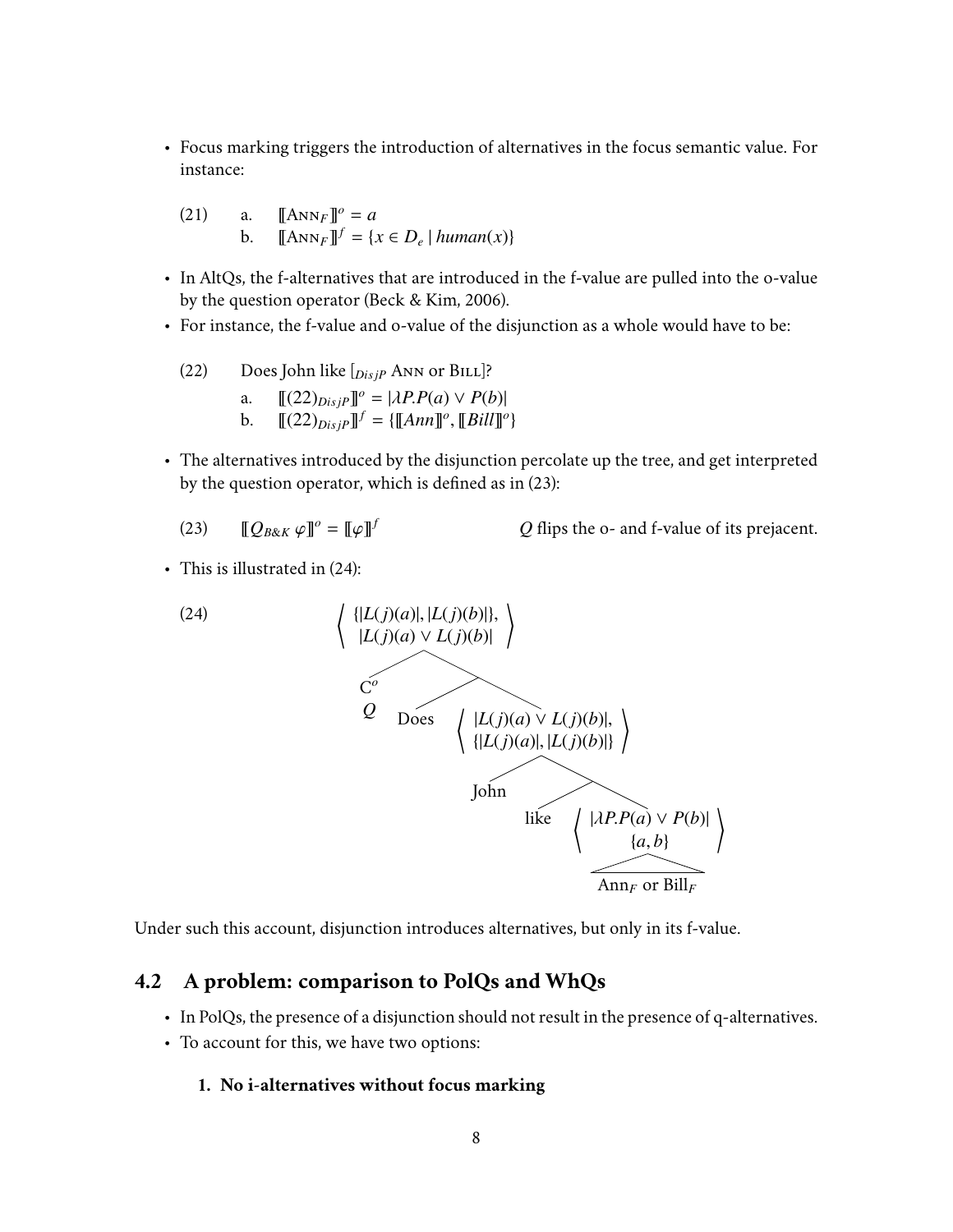- Focus marking triggers the introduction of alternatives in the focus semantic value. For instance:

(21) a. $[\![\text{ANN}_F]\!]^o = a$

b. $[\![\text{ANN}_F]\!]^f = \{x \in D_e \mid human(x)\}$

- In AltQs, the f-alternatives that are introduced in the f-value are pulled into the o-value by the question operator (Beck & Kim, 2006).
- For instance, the f-value and o-value of the disjunction as a whole would have to be:

(22) Does John like [$_{DisjP}$ ANN or BILL]?

a. $[\![(22)_{DisjP}]\!]^o = |\lambda P.P(a) \vee P(b)|$

b. $[\![(22)_{DisjP}]\!]^f = \{[\![Ann]\!]^o, [\![Bill]\!]^o\}$

- The alternatives introduced by the disjunction percolate up the tree, and get interpreted by the question operator, which is defined as in (23):

(23) $[\![Q_{B\&K}\ \varphi]\!]^o = [\![\varphi]\!]^f$ &nbsp;&nbsp;&nbsp;&nbsp;&nbsp;&nbsp; $Q$ flips the o- and f-value of its prejacent.

- This is illustrated in (24):

(24)

$$\left\langle \begin{array}{c} \{|L(j)(a)|, |L(j)(b)|\}, \\ |L(j)(a) \vee L(j)(b)| \end{array} \right\rangle$$

- $\text{C}^o$ / $Q$
- Does $\left\langle \begin{array}{c} |L(j)(a) \vee L(j)(b)|, \\ \{|L(j)(a)|, |L(j)(b)|\} \end{array} \right\rangle$
  - John
  - like $\left\langle \begin{array}{c} |\lambda P.P(a) \vee P(b)| \\ \{a, b\} \end{array} \right\rangle$
    - $\text{Ann}_F$ or $\text{Bill}_F$

Under such this account, disjunction introduces alternatives, but only in its f-value.

## 4.2 A problem: comparison to PolQs and WhQs

- In PolQs, the presence of a disjunction should not result in the presence of q-alternatives.
- To account for this, we have two options:

**1. No i-alternatives without focus marking**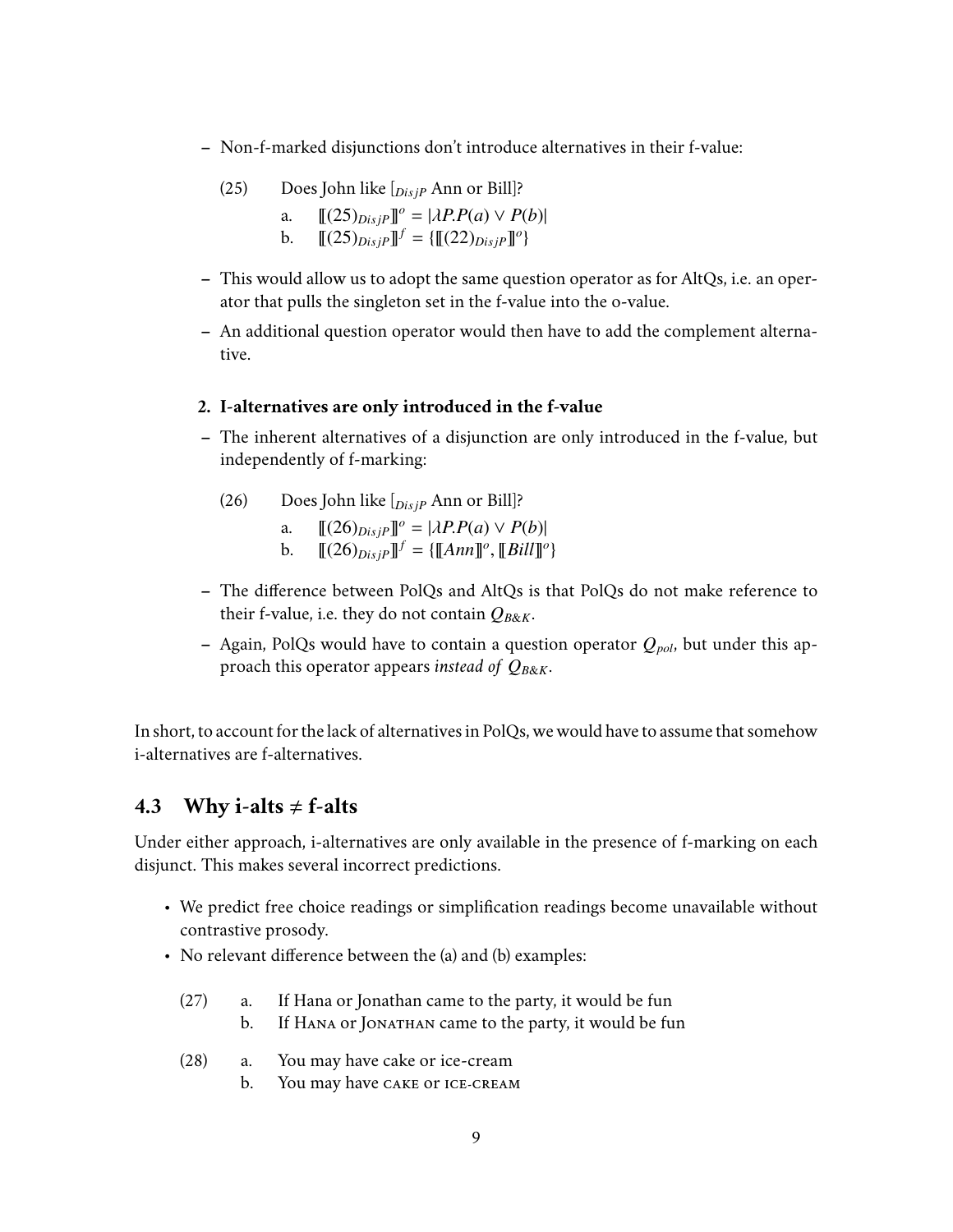- Non-f-marked disjunctions don't introduce alternatives in their f-value:

(25) Does John like $[_{DisjP}$ Ann or Bill$]$?

a. $[\![(25)_{DisjP}]\!]^o = |\lambda P.P(a) \vee P(b)|$

b. $[\![(25)_{DisjP}]\!]^f = \{[\![(22)_{DisjP}]\!]^o\}$

- This would allow us to adopt the same question operator as for AltQs, i.e. an operator that pulls the singleton set in the f-value into the o-value.
- An additional question operator would then have to add the complement alternative.

**2. I-alternatives are only introduced in the f-value**

- The inherent alternatives of a disjunction are only introduced in the f-value, but independently of f-marking:

(26) Does John like $[_{DisjP}$ Ann or Bill$]$?

a. $[\![(26)_{DisjP}]\!]^o = |\lambda P.P(a) \vee P(b)|$

b. $[\![(26)_{DisjP}]\!]^f = \{[\![Ann]\!]^o, [\![Bill]\!]^o\}$

- The difference between PolQs and AltQs is that PolQs do not make reference to their f-value, i.e. they do not contain $Q_{B\&K}$.
- Again, PolQs would have to contain a question operator $Q_{pol}$, but under this approach this operator appears *instead of* $Q_{B\&K}$.

In short, to account for the lack of alternatives in PolQs, we would have to assume that somehow i-alternatives are f-alternatives.

## 4.3 Why i-alts ≠ f-alts

Under either approach, i-alternatives are only available in the presence of f-marking on each disjunct. This makes several incorrect predictions.

- We predict free choice readings or simplification readings become unavailable without contrastive prosody.
- No relevant difference between the (a) and (b) examples:

(27) a. If Hana or Jonathan came to the party, it would be fun

b. If HANA or JONATHAN came to the party, it would be fun

(28) a. You may have cake or ice-cream

b. You may have CAKE or ICE-CREAM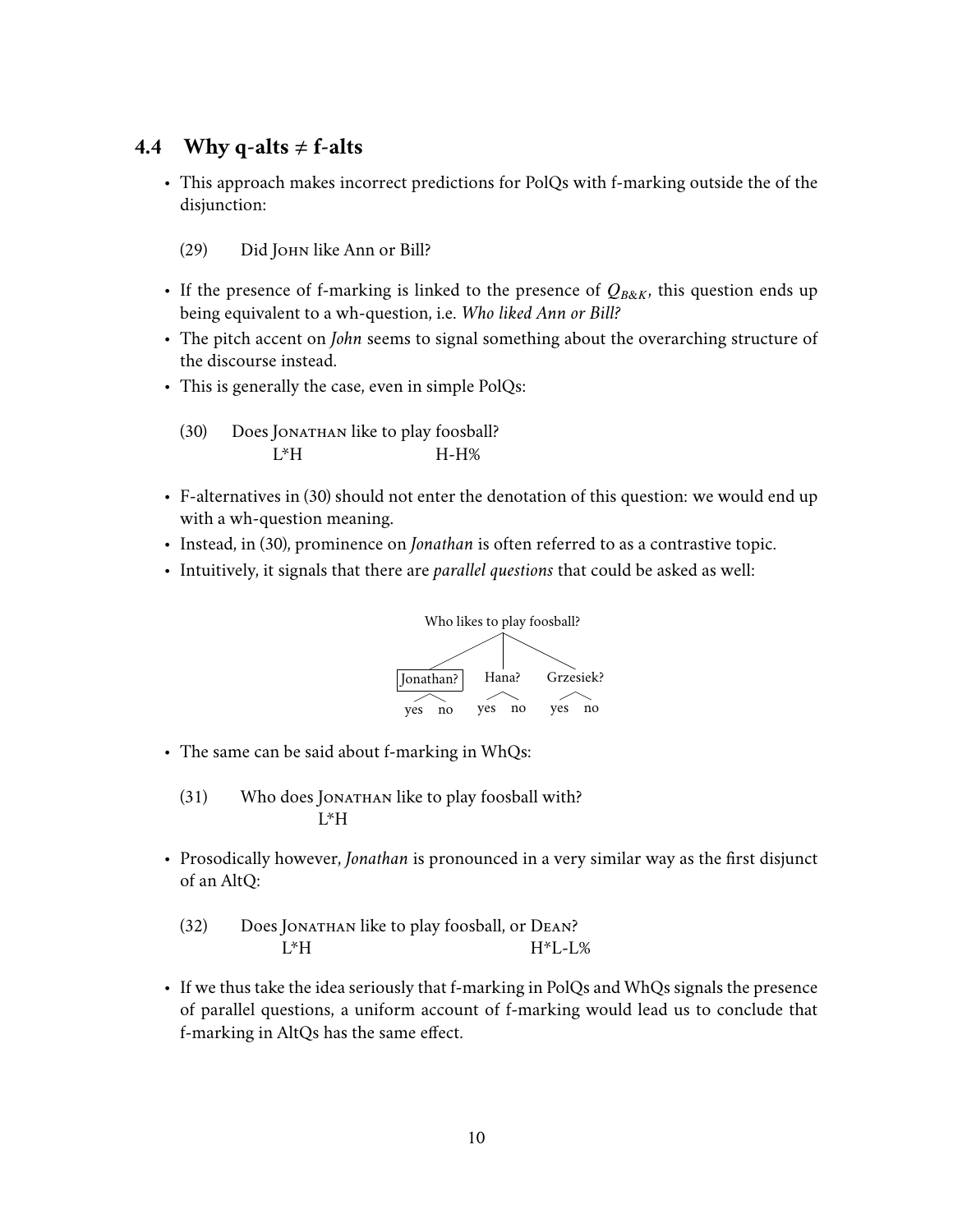### 4.4 Why q-alts ≠ f-alts

- This approach makes incorrect predictions for PolQs with f-marking outside the of the disjunction:

(29) Did JOHN like Ann or Bill?

- If the presence of f-marking is linked to the presence of $Q_{B\&K}$, this question ends up being equivalent to a wh-question, i.e. *Who liked Ann or Bill?*
- The pitch accent on *John* seems to signal something about the overarching structure of the discourse instead.
- This is generally the case, even in simple PolQs:

(30) Does JONATHAN like to play foosball?
L*H H-H%

- F-alternatives in (30) should not enter the denotation of this question: we would end up with a wh-question meaning.
- Instead, in (30), prominence on *Jonathan* is often referred to as a contrastive topic.
- Intuitively, it signals that there are *parallel questions* that could be asked as well:

```
              Who likes to play foosball?
           /              |              \
   [Jonathan?]          Hana?          Grzesiek?
     /    \            /    \           /    \
   yes    no         yes    no        yes    no
```

- The same can be said about f-marking in WhQs:

(31) Who does JONATHAN like to play foosball with?
L*H

- Prosodically however, *Jonathan* is pronounced in a very similar way as the first disjunct of an AltQ:

(32) Does JONATHAN like to play foosball, or DEAN?
L*H H*L-L%

- If we thus take the idea seriously that f-marking in PolQs and WhQs signals the presence of parallel questions, a uniform account of f-marking would lead us to conclude that f-marking in AltQs has the same effect.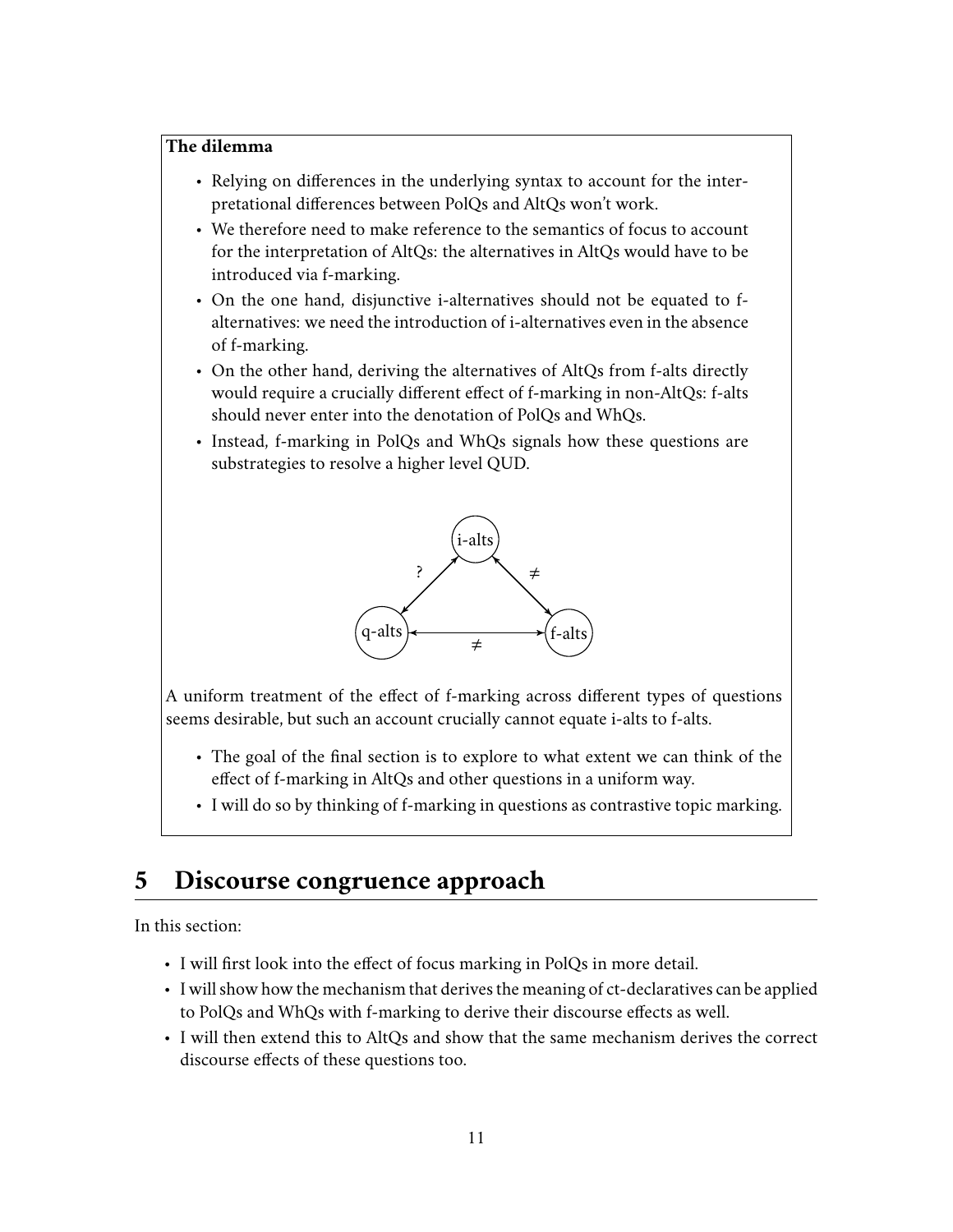**The dilemma**

- Relying on differences in the underlying syntax to account for the interpretational differences between PolQs and AltQs won't work.
- We therefore need to make reference to the semantics of focus to account for the interpretation of AltQs: the alternatives in AltQs would have to be introduced via f-marking.
- On the one hand, disjunctive i-alternatives should not be equated to f-alternatives: we need the introduction of i-alternatives even in the absence of f-marking.
- On the other hand, deriving the alternatives of AltQs from f-alts directly would require a crucially different effect of f-marking in non-AltQs: f-alts should never enter into the denotation of PolQs and WhQs.
- Instead, f-marking in PolQs and WhQs signals how these questions are substrategies to resolve a higher level QUD.

A uniform treatment of the effect of f-marking across different types of questions seems desirable, but such an account crucially cannot equate i-alts to f-alts.

- The goal of the final section is to explore to what extent we can think of the effect of f-marking in AltQs and other questions in a uniform way.
- I will do so by thinking of f-marking in questions as contrastive topic marking.

# 5 Discourse congruence approach

In this section:

- I will first look into the effect of focus marking in PolQs in more detail.
- I will show how the mechanism that derives the meaning of ct-declaratives can be applied to PolQs and WhQs with f-marking to derive their discourse effects as well.
- I will then extend this to AltQs and show that the same mechanism derives the correct discourse effects of these questions too.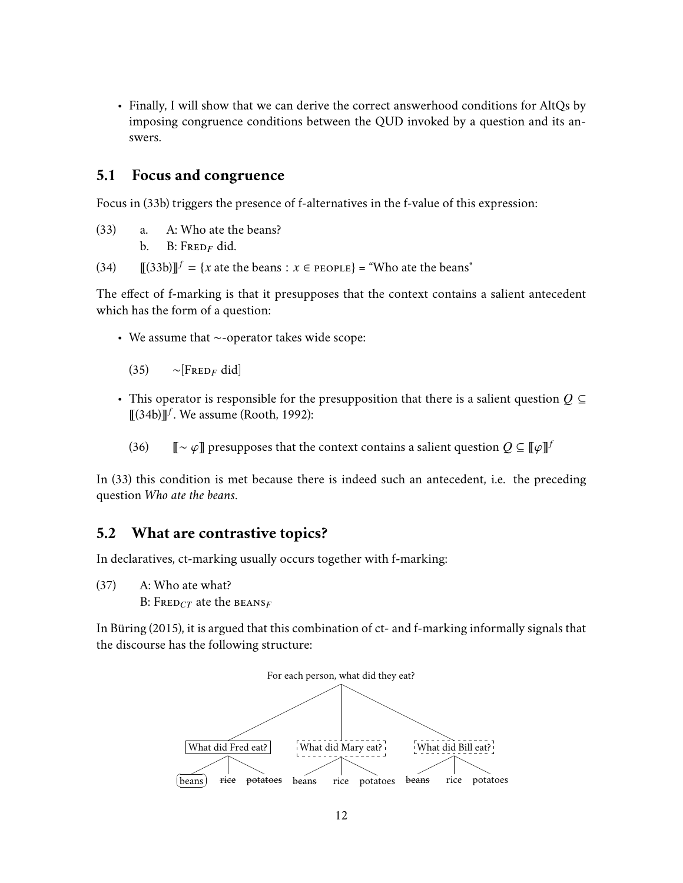- Finally, I will show that we can derive the correct answerhood conditions for AltQs by imposing congruence conditions between the QUD invoked by a question and its answers.

## 5.1 Focus and congruence

Focus in (33b) triggers the presence of f-alternatives in the f-value of this expression:

(33) a. A: Who ate the beans?
 b. B: FRED$_F$ did.

(34) $[\![(33b)]\!]^f$ = {$x$ ate the beans : $x \in$ PEOPLE} = "Who ate the beans"

The effect of f-marking is that it presupposes that the context contains a salient antecedent which has the form of a question:

- We assume that ∼-operator takes wide scope:

  (35) ∼[FRED$_F$ did]

- This operator is responsible for the presupposition that there is a salient question $Q \subseteq [\![(34b)]\!]^f$. We assume (Rooth, 1992):

  (36) $[\![\sim \varphi]\!]$ presupposes that the context contains a salient question $Q \subseteq [\![\varphi]\!]^f$

In (33) this condition is met because there is indeed such an antecedent, i.e. the preceding question *Who ate the beans*.

## 5.2 What are contrastive topics?

In declaratives, ct-marking usually occurs together with f-marking:

(37) A: Who ate what?
 B: FRED$_{CT}$ ate the BEANS$_F$

In Büring (2015), it is argued that this combination of ct- and f-marking informally signals that the discourse has the following structure:

For each person, what did they eat?
- What did Fred eat?
  - beans
  - ~~rice~~
  - ~~potatoes~~
- What did Mary eat?
  - ~~beans~~
  - rice
  - potatoes
- What did Bill eat?
  - ~~beans~~
  - rice
  - potatoes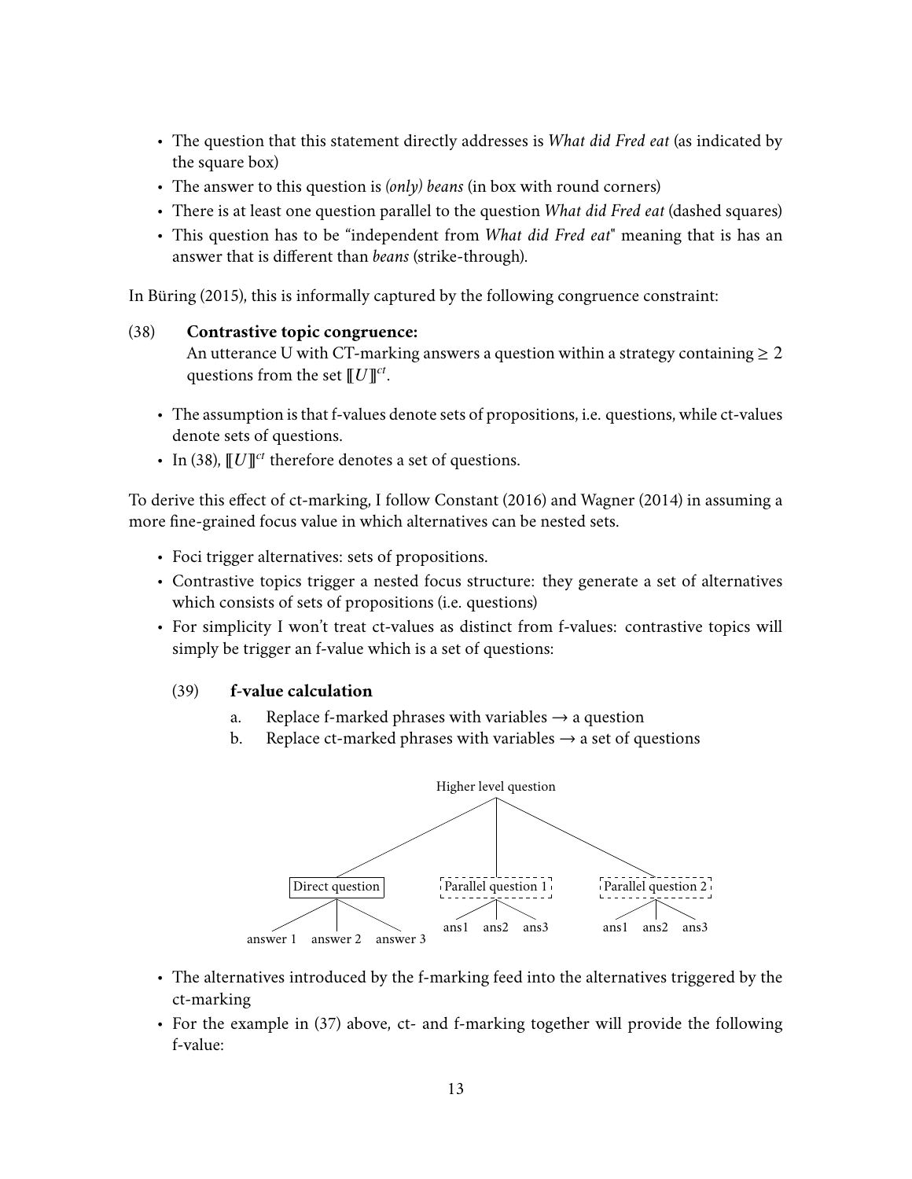- The question that this statement directly addresses is *What did Fred eat* (as indicated by the square box)
- The answer to this question is *(only) beans* (in box with round corners)
- There is at least one question parallel to the question *What did Fred eat* (dashed squares)
- This question has to be "independent from *What did Fred eat*" meaning that is has an answer that is different than *beans* (strike-through).

In Büring (2015), this is informally captured by the following congruence constraint:

(38) **Contrastive topic congruence:**
An utterance U with CT-marking answers a question within a strategy containing ≥ 2 questions from the set $[\![U]\!]^{ct}$.

- The assumption is that f-values denote sets of propositions, i.e. questions, while ct-values denote sets of questions.
- In (38), $[\![U]\!]^{ct}$ therefore denotes a set of questions.

To derive this effect of ct-marking, I follow Constant (2016) and Wagner (2014) in assuming a more fine-grained focus value in which alternatives can be nested sets.

- Foci trigger alternatives: sets of propositions.
- Contrastive topics trigger a nested focus structure: they generate a set of alternatives which consists of sets of propositions (i.e. questions)
- For simplicity I won't treat ct-values as distinct from f-values: contrastive topics will simply be trigger an f-value which is a set of questions:

  (39) **f-value calculation**

  a. Replace f-marked phrases with variables → a question

  b. Replace ct-marked phrases with variables → a set of questions

```
                         Higher level question
           /                       |                        \
  [Direct question]       [Parallel question 1]      [Parallel question 2]
   /       |       \        /      |      \            /      |      \
answer 1 answer 2 answer 3 ans1   ans2   ans3        ans1   ans2   ans3
```

- The alternatives introduced by the f-marking feed into the alternatives triggered by the ct-marking
- For the example in (37) above, ct- and f-marking together will provide the following f-value: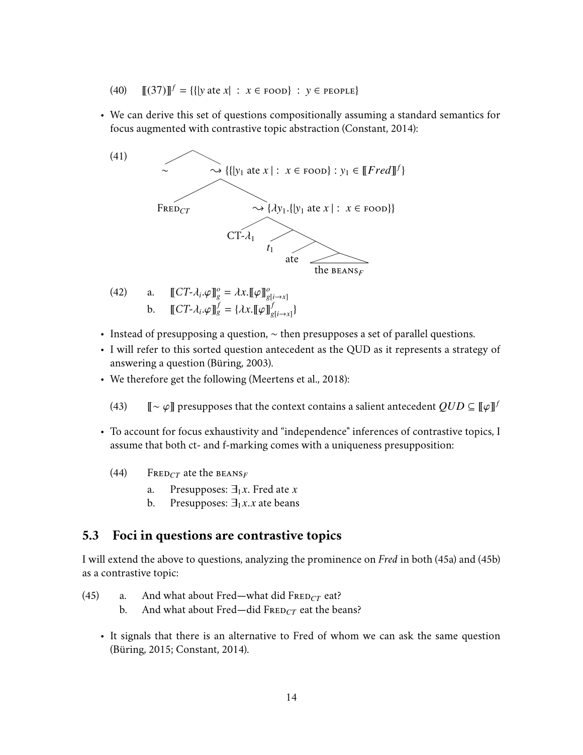(40) $[\![(37)]\!]^f = \{\{|y \text{ ate } x| \;:\; x \in \textsc{food}\} \;:\; y \in \textsc{people}\}$

- We can derive this set of questions compositionally assuming a standard semantics for focus augmented with contrastive topic abstraction (Constant, 2014):

(41)

$$[\;\sim\;\; [\;\rightsquigarrow \{\{|y_1 \text{ ate } x\,| :\; x \in \textsc{food}\} : y_1 \in [\![Fred]\!]^f\}\; [\;\textsc{Fred}_{CT}\;\; [\;\rightsquigarrow \{\lambda y_1.\{|y_1 \text{ ate } x\,| :\; x \in \textsc{food}\}\}\; [\;\text{CT-}\lambda_1\;\; [\;t_1\;\; [\;\text{ate}\;\; [\text{the } \textsc{beans}_F]\;]\;]\;]\;]\;]\;]$$

(42)
a. $[\![CT\text{-}\lambda_i.\varphi]\!]^o_g = \lambda x.[\![\varphi]\!]^o_{g[i \to x]}$
b. $[\![CT\text{-}\lambda_i.\varphi]\!]^f_g = \{\lambda x.[\![\varphi]\!]^f_{g[i \to x]}\}$

- Instead of presupposing a question, $\sim$ then presupposes a set of parallel questions.
- I will refer to this sorted question antecedent as the QUD as it represents a strategy of answering a question (Büring, 2003).
- We therefore get the following (Meertens et al., 2018):

(43) $[\![\sim \varphi]\!]$ presupposes that the context contains a salient antecedent $QUD \subseteq [\![\varphi]\!]^f$

- To account for focus exhaustivity and "independence" inferences of contrastive topics, I assume that both ct- and f-marking comes with a uniqueness presupposition:

(44) $\textsc{Fred}_{CT}$ ate the $\textsc{beans}_F$
a. Presupposes: $\exists_1 x$. Fred ate $x$
b. Presupposes: $\exists_1 x.x$ ate beans

## 5.3 Foci in questions are contrastive topics

I will extend the above to questions, analyzing the prominence on *Fred* in both (45a) and (45b) as a contrastive topic:

(45)
a. And what about Fred—what did $\textsc{Fred}_{CT}$ eat?
b. And what about Fred—did $\textsc{Fred}_{CT}$ eat the beans?

- It signals that there is an alternative to Fred of whom we can ask the same question (Büring, 2015; Constant, 2014).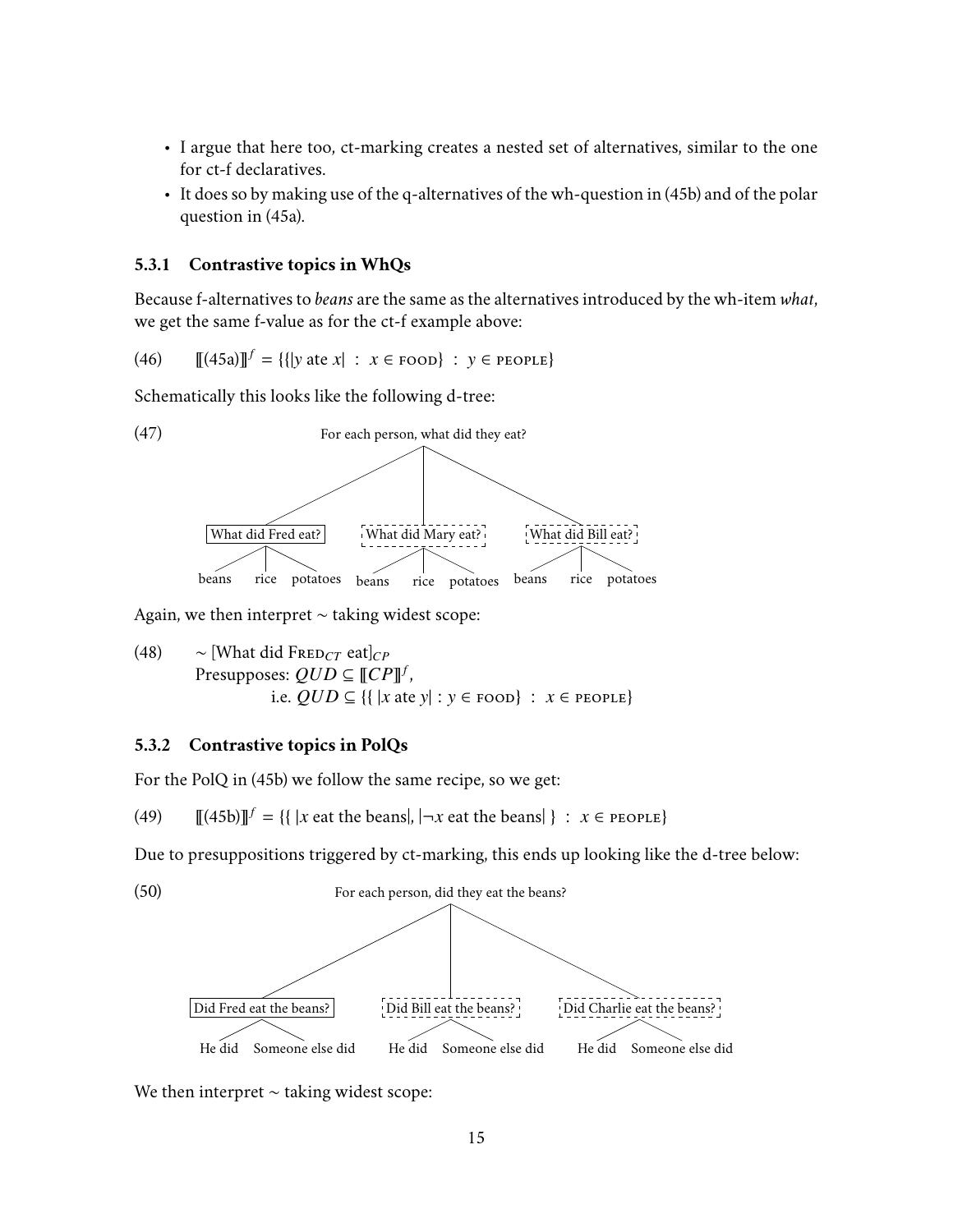- I argue that here too, ct-marking creates a nested set of alternatives, similar to the one for ct-f declaratives.
- It does so by making use of the q-alternatives of the wh-question in (45b) and of the polar question in (45a).

### 5.3.1 Contrastive topics in WhQs

Because f-alternatives to *beans* are the same as the alternatives introduced by the wh-item *what*, we get the same f-value as for the ct-f example above:

(46) $[\![(45a)]\!]^f = \{\{|y \text{ ate } x| \ : \ x \in \textsc{food}\} \ : \ y \in \textsc{people}\}$

Schematically this looks like the following d-tree:

(47)

```
                    For each person, what did they eat?
                   /                |                  \
      [What did Fred eat?]  [What did Mary eat?]  [What did Bill eat?]
       /      |      \       /      |      \       /      |      \
    beans   rice  potatoes beans  rice  potatoes beans  rice  potatoes
```

Again, we then interpret $\sim$ taking widest scope:

(48) $\sim$ [What did Fred$_{CT}$ eat]$_{CP}$
Presupposes: $QUD \subseteq [\![CP]\!]^f$,
i.e. $QUD \subseteq \{\{\ |x \text{ ate } y| : y \in \textsc{food}\} \ : \ x \in \textsc{people}\}$

### 5.3.2 Contrastive topics in PolQs

For the PolQ in (45b) we follow the same recipe, so we get:

(49) $[\![(45b)]\!]^f = \{\{\ |x \text{ eat the beans}|, |\neg x \text{ eat the beans}|\ \} \ : \ x \in \textsc{people}\}$

Due to presuppositions triggered by ct-marking, this ends up looking like the d-tree below:

(50)

```
                         For each person, did they eat the beans?
                        /                   |                     \
  [Did Fred eat the beans?]   [Did Bill eat the beans?]   [Did Charlie eat the beans?]
     /            \              /            \              /            \
  He did   Someone else did   He did   Someone else did   He did   Someone else did
```

We then interpret $\sim$ taking widest scope: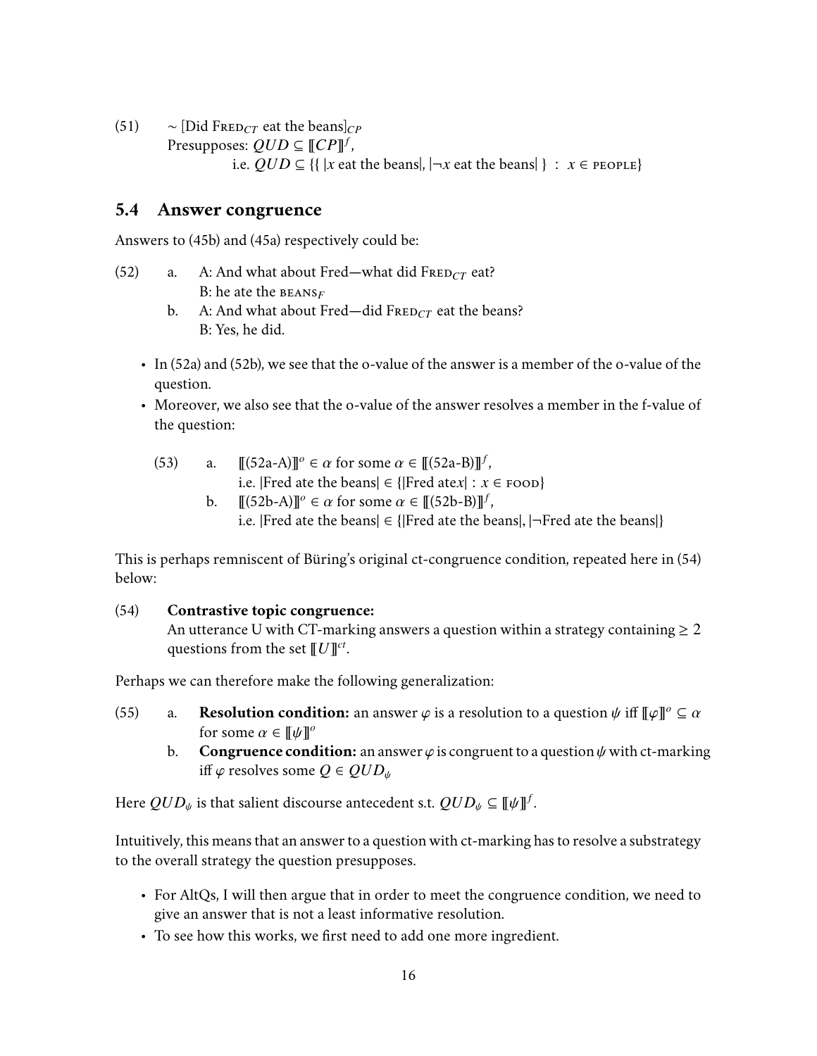(51) $\sim$ [Did FRED$_{CT}$ eat the beans]$_{CP}$
Presupposes: $QUD \subseteq [\![CP]\!]^f$,
i.e. $QUD \subseteq \{\{\ |x \text{ eat the beans}|, |\neg x \text{ eat the beans}|\ \} \ : \ x \in \text{PEOPLE}\}$

## 5.4 Answer congruence

Answers to (45b) and (45a) respectively could be:

(52) a. A: And what about Fred—what did FRED$_{CT}$ eat?
B: he ate the BEANS$_F$

b. A: And what about Fred—did FRED$_{CT}$ eat the beans?
B: Yes, he did.

- In (52a) and (52b), we see that the o-value of the answer is a member of the o-value of the question.
- Moreover, we also see that the o-value of the answer resolves a member in the f-value of the question:

(53) a. $[\![(52\text{a-A})]\!]^o \in \alpha$ for some $\alpha \in [\![(52\text{a-B})]\!]^f$,
i.e. $|\text{Fred ate the beans}| \in \{|\text{Fred ate} x| : x \in \text{FOOD}\}$

b. $[\![(52\text{b-A})]\!]^o \in \alpha$ for some $\alpha \in [\![(52\text{b-B})]\!]^f$,
i.e. $|\text{Fred ate the beans}| \in \{|\text{Fred ate the beans}|, |\neg\text{Fred ate the beans}|\}$

This is perhaps reminiscent of Büring's original ct-congruence condition, repeated here in (54) below:

(54) **Contrastive topic congruence:**
An utterance U with CT-marking answers a question within a strategy containing $\geq 2$ questions from the set $[\![U]\!]^{ct}$.

Perhaps we can therefore make the following generalization:

(55) a. **Resolution condition:** an answer $\varphi$ is a resolution to a question $\psi$ iff $[\![\varphi]\!]^o \subseteq \alpha$ for some $\alpha \in [\![\psi]\!]^o$

b. **Congruence condition:** an answer $\varphi$ is congruent to a question $\psi$ with ct-marking iff $\varphi$ resolves some $Q \in QUD_\psi$

Here $QUD_\psi$ is that salient discourse antecedent s.t. $QUD_\psi \subseteq [\![\psi]\!]^f$.

Intuitively, this means that an answer to a question with ct-marking has to resolve a substrategy to the overall strategy the question presupposes.

- For AltQs, I will then argue that in order to meet the congruence condition, we need to give an answer that is not a least informative resolution.
- To see how this works, we first need to add one more ingredient.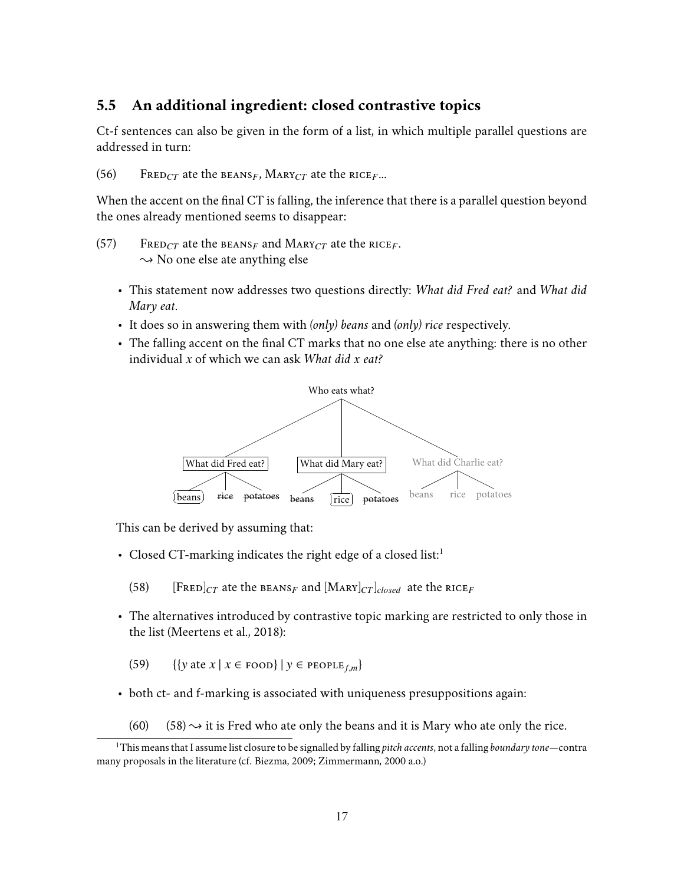## 5.5 An additional ingredient: closed contrastive topics

Ct-f sentences can also be given in the form of a list, in which multiple parallel questions are addressed in turn:

(56) FRED$_{CT}$ ate the BEANS$_F$, MARY$_{CT}$ ate the RICE$_F$...

When the accent on the final CT is falling, the inference that there is a parallel question beyond the ones already mentioned seems to disappear:

(57) FRED$_{CT}$ ate the BEANS$_F$ and MARY$_{CT}$ ate the RICE$_F$.
$\rightsquigarrow$ No one else ate anything else

- This statement now addresses two questions directly: *What did Fred eat?* and *What did Mary eat*.
- It does so in answering them with *(only) beans* and *(only) rice* respectively.
- The falling accent on the final CT marks that no one else ate anything: there is no other individual *x* of which we can ask *What did x eat?*

Who eats what?
- What did Fred eat?
  - beans
  - ~~rice~~
  - ~~potatoes~~
- What did Mary eat?
  - ~~beans~~
  - rice
  - ~~potatoes~~
- What did Charlie eat?
  - beans
  - rice
  - potatoes

This can be derived by assuming that:

- Closed CT-marking indicates the right edge of a closed list:[1]

  (58) [FRED]$_{CT}$ ate the BEANS$_F$ and [[MARY]$_{CT}$]$_{closed}$ ate the RICE$_F$

- The alternatives introduced by contrastive topic marking are restricted to only those in the list (Meertens et al., 2018):

  (59) $\{\{y \text{ ate } x \mid x \in \text{FOOD}\} \mid y \in \text{PEOPLE}_{f,m}\}$

- both ct- and f-marking is associated with uniqueness presuppositions again:

  (60) (58) $\rightsquigarrow$ it is Fred who ate only the beans and it is Mary who ate only the rice.

[1] This means that I assume list closure to be signalled by falling *pitch accents*, not a falling *boundary tone*—contra many proposals in the literature (cf. Biezma, 2009; Zimmermann, 2000 a.o.)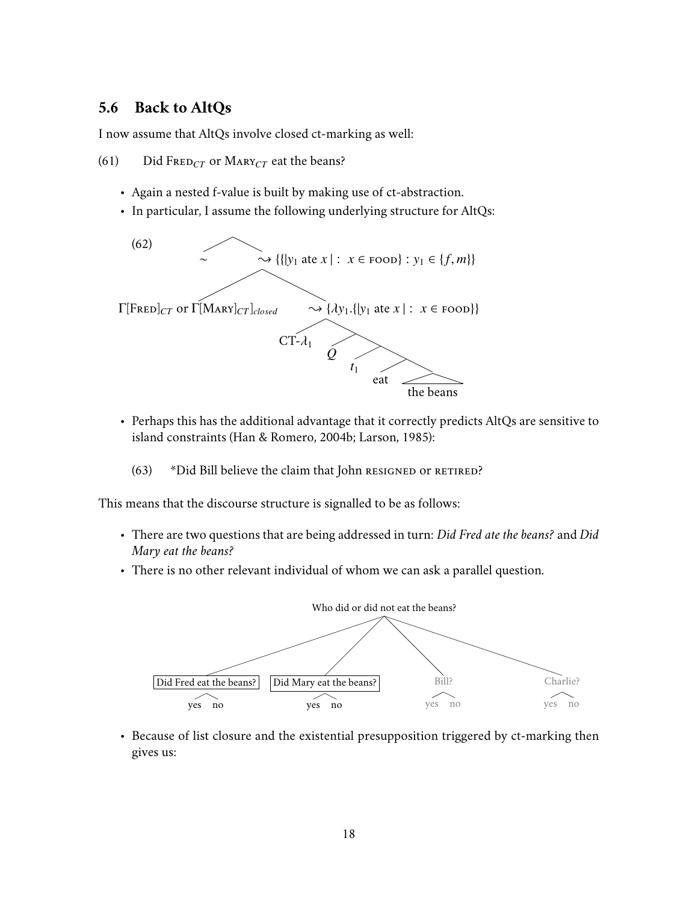## 5.6 Back to AltQs

I now assume that AltQs involve closed ct-marking as well:

(61) Did FRED$_{CT}$ or MARY$_{CT}$ eat the beans?

- Again a nested f-value is built by making use of ct-abstraction.
- In particular, I assume the following underlying structure for AltQs:

(62)

```
                 /\
                ~   ⇝ {{|y1 ate x| : x ∈ FOOD} : y1 ∈ {f, m}}
                   /\
Γ[FRED]CT or Γ[MARY]CT]closed   ⇝ {λy1.{|y1 ate x| : x ∈ FOOD}}
                      /\
                 CT-λ1  /\
                       Q  /\
                         t1 /\
                          eat  the beans
```

- Perhaps this has the additional advantage that it correctly predicts AltQs are sensitive to island constraints (Han & Romero, 2004b; Larson, 1985):

(63) *Did Bill believe the claim that John RESIGNED or RETIRED?

This means that the discourse structure is signalled to be as follows:

- There are two questions that are being addressed in turn: *Did Fred ate the beans?* and *Did Mary eat the beans?*
- There is no other relevant individual of whom we can ask a parallel question.

```
                         Who did or did not eat the beans?
         ____________________|__________________________
        |                    |              |           |
[Did Fred eat the beans?] [Did Mary eat the beans?]  Bill?    Charlie?
      yes   no              yes   no              yes  no   yes  no
```

- Because of list closure and the existential presupposition triggered by ct-marking then gives us: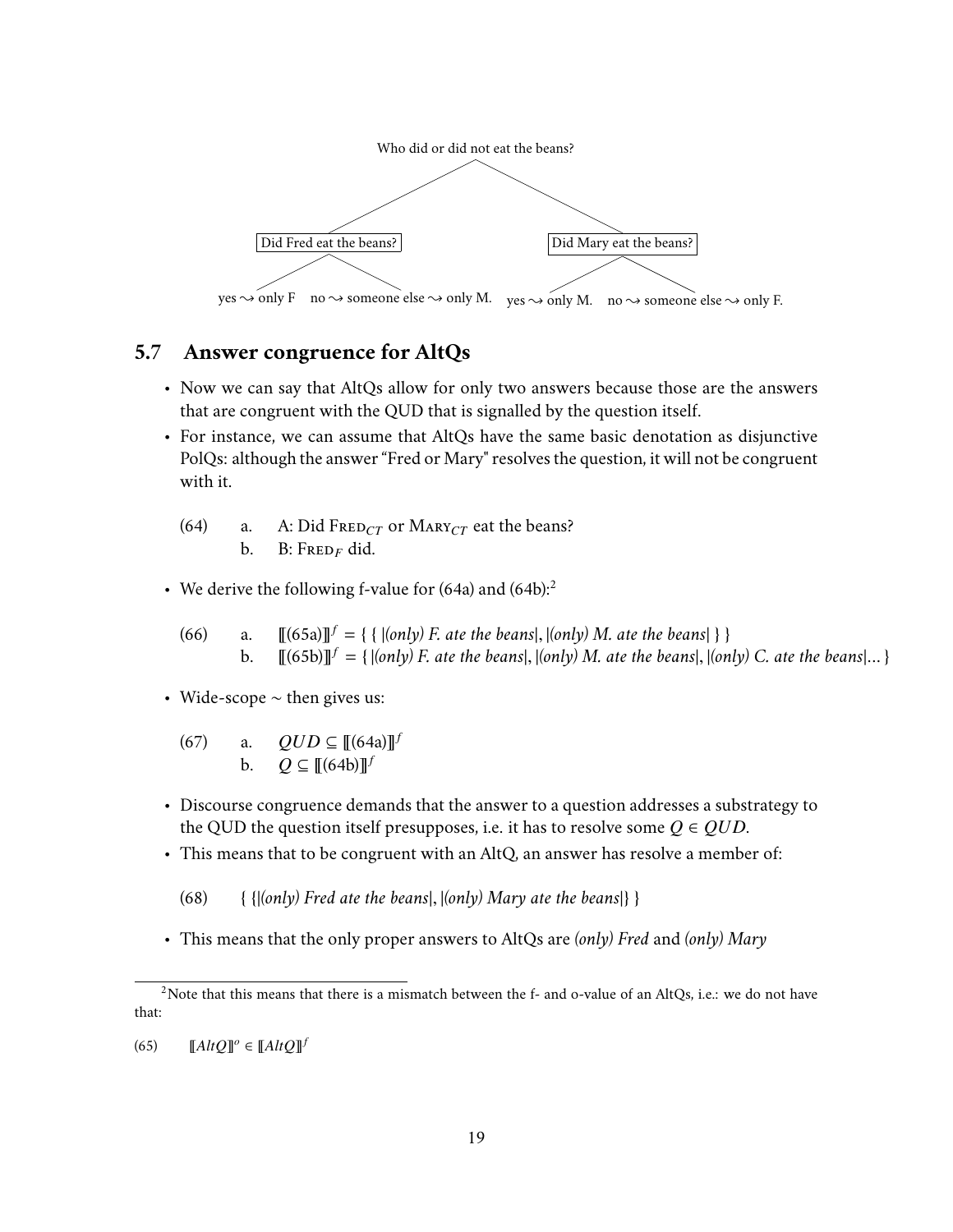Who did or did not eat the beans?

- Did Fred eat the beans?
  - yes ⇝ only F
  - no ⇝ someone else ⇝ only M.
- Did Mary eat the beans?
  - yes ⇝ only M.
  - no ⇝ someone else ⇝ only F.

## 5.7 Answer congruence for AltQs

- Now we can say that AltQs allow for only two answers because those are the answers that are congruent with the QUD that is signalled by the question itself.
- For instance, we can assume that AltQs have the same basic denotation as disjunctive PolQs: although the answer "Fred or Mary" resolves the question, it will not be congruent with it.

(64) a. A: Did $\text{Fred}_{CT}$ or $\text{Mary}_{CT}$ eat the beans?
   b. B: $\text{Fred}_{F}$ did.

- We derive the following f-value for (64a) and (64b):[2]

(66) a. $[\![(65a)]\!]^f = \{ \{ |(only)\ F.\ ate\ the\ beans|, |(only)\ M.\ ate\ the\ beans| \} \}$
   b. $[\![(65b)]\!]^f = \{ |(only)\ F.\ ate\ the\ beans|, |(only)\ M.\ ate\ the\ beans|, |(only)\ C.\ ate\ the\ beans| \ldots \}$

- Wide-scope ~ then gives us:

(67) a. $QUD \subseteq [\![(64a)]\!]^f$
   b. $Q \subseteq [\![(64b)]\!]^f$

- Discourse congruence demands that the answer to a question addresses a substrategy to the QUD the question itself presupposes, i.e. it has to resolve some $Q \in QUD$.
- This means that to be congruent with an AltQ, an answer has resolve a member of:

(68) $\{ \{ |(only)\ Fred\ ate\ the\ beans|, |(only)\ Mary\ ate\ the\ beans| \} \}$

- This means that the only proper answers to AltQs are *(only) Fred* and *(only) Mary*

---

[2] Note that this means that there is a mismatch between the f- and o-value of an AltQs, i.e.: we do not have that:

(65) $[\![AltQ]\!]^o \in [\![AltQ]\!]^f$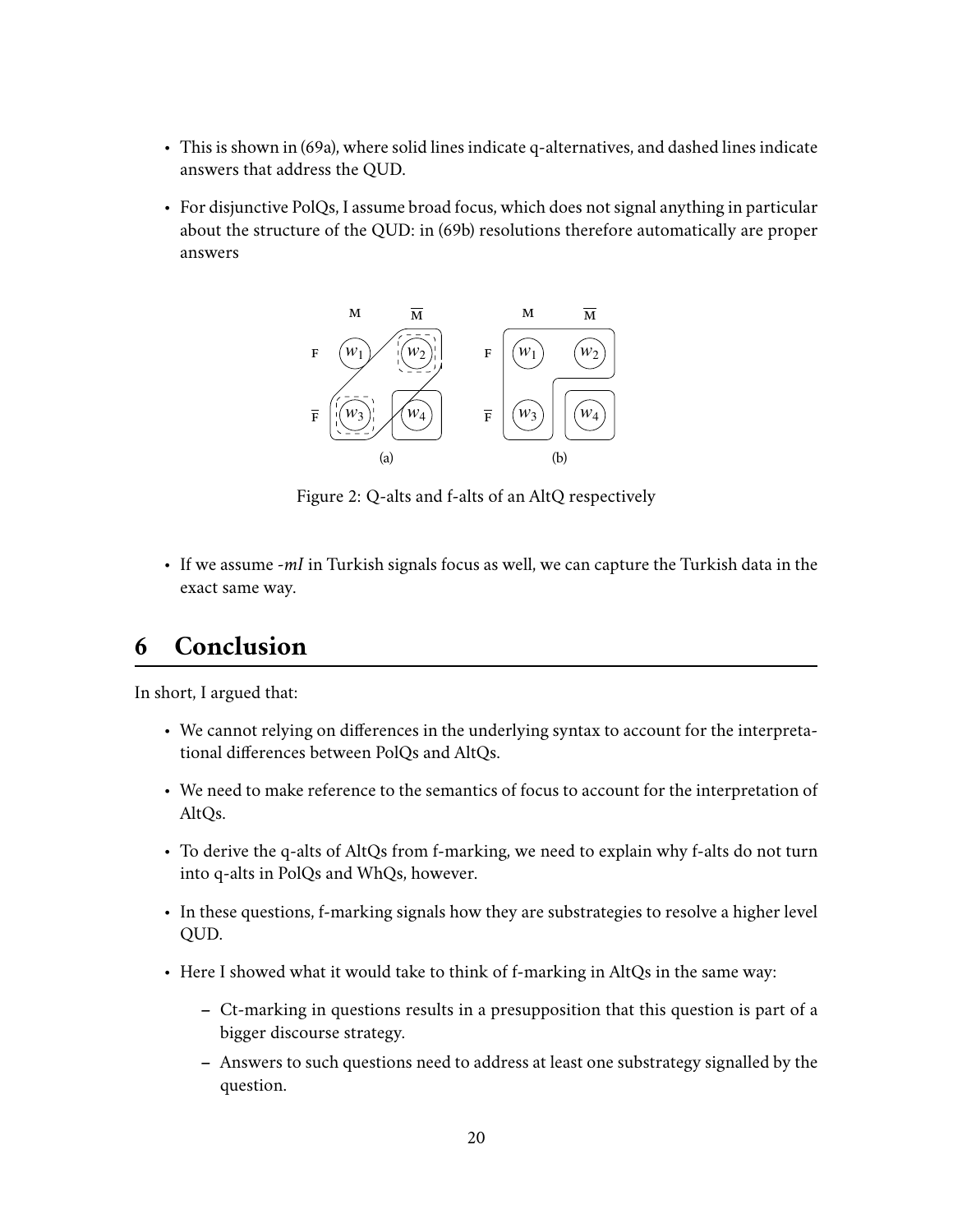- This is shown in (69a), where solid lines indicate q-alternatives, and dashed lines indicate answers that address the QUD.
- For disjunctive PolQs, I assume broad focus, which does not signal anything in particular about the structure of the QUD: in (69b) resolutions therefore automatically are proper answers

Figure 2: Q-alts and f-alts of an AltQ respectively

- If we assume *-mI* in Turkish signals focus as well, we can capture the Turkish data in the exact same way.

# 6 Conclusion

In short, I argued that:

- We cannot relying on differences in the underlying syntax to account for the interpretational differences between PolQs and AltQs.
- We need to make reference to the semantics of focus to account for the interpretation of AltQs.
- To derive the q-alts of AltQs from f-marking, we need to explain why f-alts do not turn into q-alts in PolQs and WhQs, however.
- In these questions, f-marking signals how they are substrategies to resolve a higher level QUD.
- Here I showed what it would take to think of f-marking in AltQs in the same way:
  - Ct-marking in questions results in a presupposition that this question is part of a bigger discourse strategy.
  - Answers to such questions need to address at least one substrategy signalled by the question.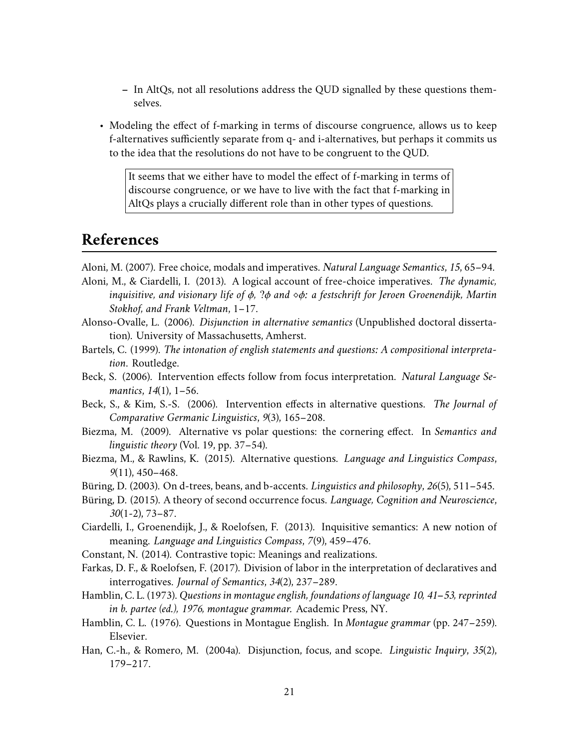- In AltQs, not all resolutions address the QUD signalled by these questions themselves.

- Modeling the effect of f-marking in terms of discourse congruence, allows us to keep f-alternatives sufficiently separate from q- and i-alternatives, but perhaps it commits us to the idea that the resolutions do not have to be congruent to the QUD.

> It seems that we either have to model the effect of f-marking in terms of discourse congruence, or we have to live with the fact that f-marking in AltQs plays a crucially different role than in other types of questions.

# References

Aloni, M. (2007). Free choice, modals and imperatives. *Natural Language Semantics*, *15*, 65–94.

Aloni, M., & Ciardelli, I. (2013). A logical account of free-choice imperatives. *The dynamic, inquisitive, and visionary life of $\phi$, ?$\phi$ and $\diamond\phi$: a festschrift for Jeroen Groenendijk, Martin Stokhof, and Frank Veltman*, 1–17.

Alonso-Ovalle, L. (2006). *Disjunction in alternative semantics* (Unpublished doctoral dissertation). University of Massachusetts, Amherst.

Bartels, C. (1999). *The intonation of english statements and questions: A compositional interpretation*. Routledge.

Beck, S. (2006). Intervention effects follow from focus interpretation. *Natural Language Semantics*, *14*(1), 1–56.

Beck, S., & Kim, S.-S. (2006). Intervention effects in alternative questions. *The Journal of Comparative Germanic Linguistics*, *9*(3), 165–208.

Biezma, M. (2009). Alternative vs polar questions: the cornering effect. In *Semantics and linguistic theory* (Vol. 19, pp. 37–54).

Biezma, M., & Rawlins, K. (2015). Alternative questions. *Language and Linguistics Compass*, *9*(11), 450–468.

Büring, D. (2003). On d-trees, beans, and b-accents. *Linguistics and philosophy*, *26*(5), 511–545.

Büring, D. (2015). A theory of second occurrence focus. *Language, Cognition and Neuroscience*, *30*(1-2), 73–87.

Ciardelli, I., Groenendijk, J., & Roelofsen, F. (2013). Inquisitive semantics: A new notion of meaning. *Language and Linguistics Compass*, *7*(9), 459–476.

Constant, N. (2014). Contrastive topic: Meanings and realizations.

Farkas, D. F., & Roelofsen, F. (2017). Division of labor in the interpretation of declaratives and interrogatives. *Journal of Semantics*, *34*(2), 237–289.

Hamblin, C. L. (1973). *Questions in montague english, foundations of language 10, 41–53, reprinted in b. partee (ed.), 1976, montague grammar.* Academic Press, NY.

Hamblin, C. L. (1976). Questions in Montague English. In *Montague grammar* (pp. 247–259). Elsevier.

Han, C.-h., & Romero, M. (2004a). Disjunction, focus, and scope. *Linguistic Inquiry*, *35*(2), 179–217.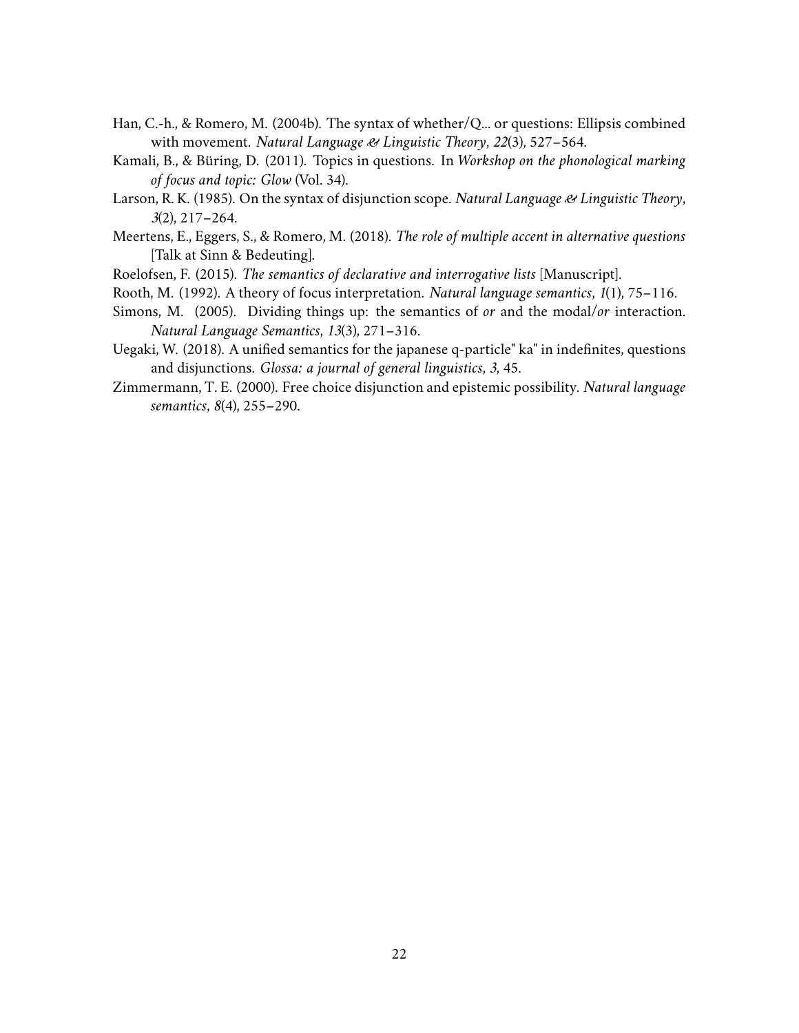Han, C.-h., & Romero, M. (2004b). The syntax of whether/Q... or questions: Ellipsis combined with movement. *Natural Language & Linguistic Theory*, *22*(3), 527–564.

Kamali, B., & Büring, D. (2011). Topics in questions. In *Workshop on the phonological marking of focus and topic: Glow* (Vol. 34).

Larson, R. K. (1985). On the syntax of disjunction scope. *Natural Language & Linguistic Theory*, *3*(2), 217–264.

Meertens, E., Eggers, S., & Romero, M. (2018). *The role of multiple accent in alternative questions* [Talk at Sinn & Bedeuting].

Roelofsen, F. (2015). *The semantics of declarative and interrogative lists* [Manuscript].

Rooth, M. (1992). A theory of focus interpretation. *Natural language semantics*, *1*(1), 75–116.

Simons, M. (2005). Dividing things up: the semantics of *or* and the modal/*or* interaction. *Natural Language Semantics*, *13*(3), 271–316.

Uegaki, W. (2018). A unified semantics for the japanese q-particle" ka" in indefinites, questions and disjunctions. *Glossa: a journal of general linguistics*, *3*, 45.

Zimmermann, T. E. (2000). Free choice disjunction and epistemic possibility. *Natural language semantics*, *8*(4), 255–290.